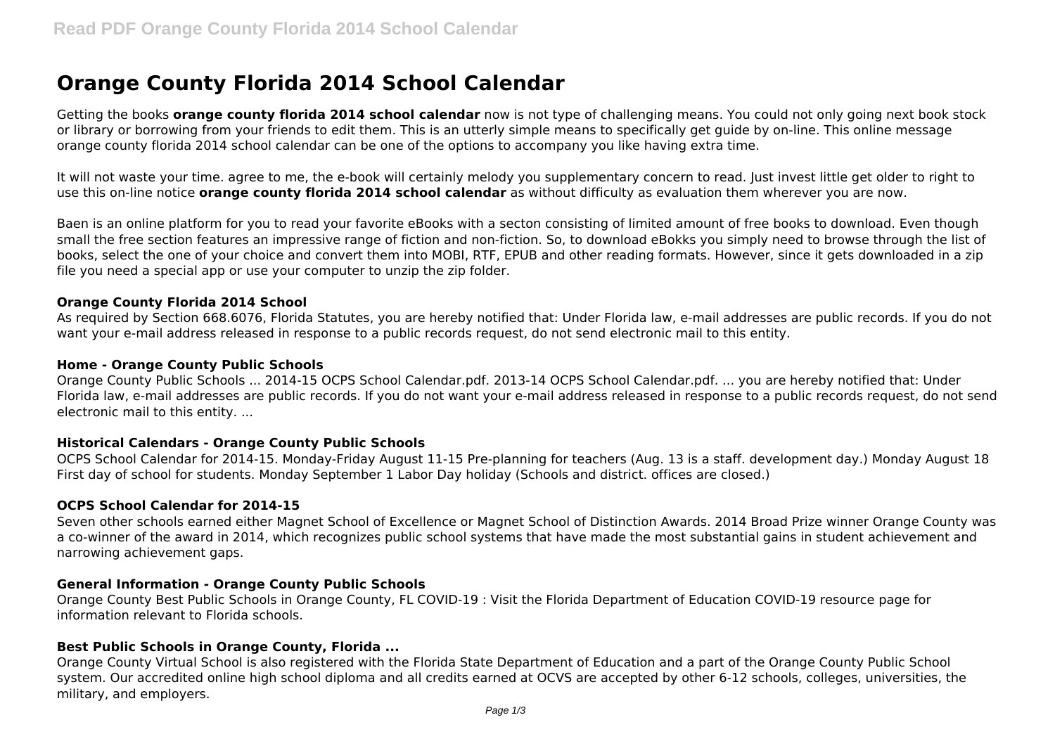# Orange County Florida 2014 School Calendar

Getting the books **orange county florida 2014 school calendar** now is not type of challenging means. You could not only going next book stock or library or borrowing from your friends to edit them. This is an utterly simple means to specifically get guide by on-line. This online message orange county florida 2014 school calendar can be one of the options to accompany you like having extra time.

It will not waste your time. agree to me, the e-book will certainly melody you supplementary concern to read. Just invest little get older to right to use this on-line notice **orange county florida 2014 school calendar** as without difficulty as evaluation them wherever you are now.

Baen is an online platform for you to read your favorite eBooks with a secton consisting of limited amount of free books to download. Even though small the free section features an impressive range of fiction and non-fiction. So, to download eBokks you simply need to browse through the list of books, select the one of your choice and convert them into MOBI, RTF, EPUB and other reading formats. However, since it gets downloaded in a zip file you need a special app or use your computer to unzip the zip folder.

### Orange County Florida 2014 School

As required by Section 668.6076, Florida Statutes, you are hereby notified that: Under Florida law, e-mail addresses are public records. If you do not want your e-mail address released in response to a public records request, do not send electronic mail to this entity.

### Home - Orange County Public Schools

Orange County Public Schools ... 2014-15 OCPS School Calendar.pdf. 2013-14 OCPS School Calendar.pdf. ... you are hereby notified that: Under Florida law, e-mail addresses are public records. If you do not want your e-mail address released in response to a public records request, do not send electronic mail to this entity. ...

### Historical Calendars - Orange County Public Schools

OCPS School Calendar for 2014-15. Monday-Friday August 11-15 Pre-planning for teachers (Aug. 13 is a staff. development day.) Monday August 18 First day of school for students. Monday September 1 Labor Day holiday (Schools and district. offices are closed.)

### OCPS School Calendar for 2014-15

Seven other schools earned either Magnet School of Excellence or Magnet School of Distinction Awards. 2014 Broad Prize winner Orange County was a co-winner of the award in 2014, which recognizes public school systems that have made the most substantial gains in student achievement and narrowing achievement gaps.

### General Information - Orange County Public Schools

Orange County Best Public Schools in Orange County, FL COVID-19 : Visit the Florida Department of Education COVID-19 resource page for information relevant to Florida schools.

### Best Public Schools in Orange County, Florida ...

Orange County Virtual School is also registered with the Florida State Department of Education and a part of the Orange County Public School system. Our accredited online high school diploma and all credits earned at OCVS are accepted by other 6-12 schools, colleges, universities, the military, and employers.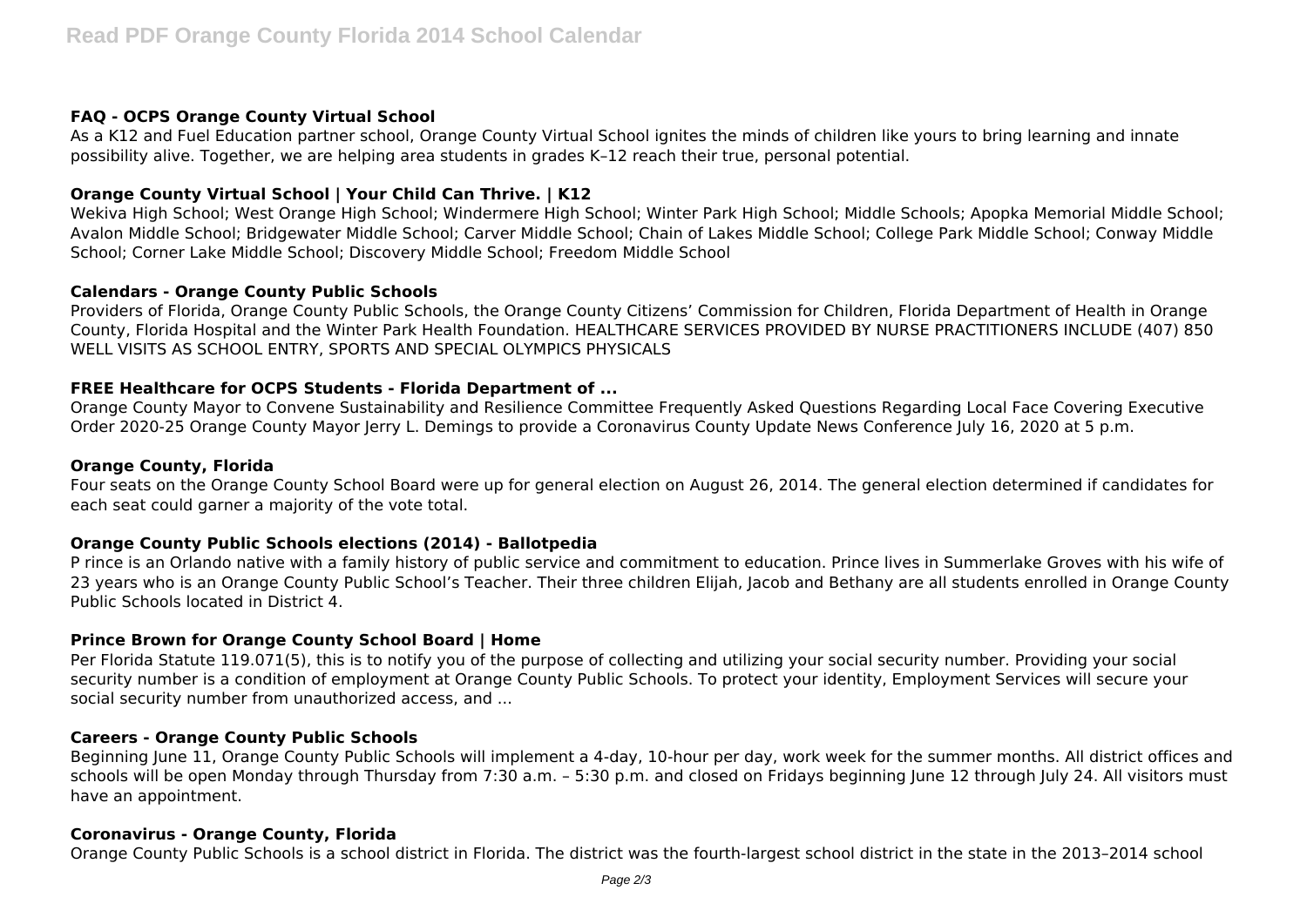### FAQ - OCPS Orange County Virtual School

As a K12 and Fuel Education partner school, Orange County Virtual School ignites the minds of children like yours to bring learning and innate possibility alive. Together, we are helping area students in grades K–12 reach their true, personal potential.

### Orange County Virtual School | Your Child Can Thrive. | K12

Wekiva High School; West Orange High School; Windermere High School; Winter Park High School; Middle Schools; Apopka Memorial Middle School; Avalon Middle School; Bridgewater Middle School; Carver Middle School; Chain of Lakes Middle School; College Park Middle School; Conway Middle School; Corner Lake Middle School; Discovery Middle School; Freedom Middle School

### Calendars - Orange County Public Schools

Providers of Florida, Orange County Public Schools, the Orange County Citizens' Commission for Children, Florida Department of Health in Orange County, Florida Hospital and the Winter Park Health Foundation. HEALTHCARE SERVICES PROVIDED BY NURSE PRACTITIONERS INCLUDE (407) 850 WELL VISITS AS SCHOOL ENTRY, SPORTS AND SPECIAL OLYMPICS PHYSICALS

### FREE Healthcare for OCPS Students - Florida Department of ...

Orange County Mayor to Convene Sustainability and Resilience Committee Frequently Asked Questions Regarding Local Face Covering Executive Order 2020-25 Orange County Mayor Jerry L. Demings to provide a Coronavirus County Update News Conference July 16, 2020 at 5 p.m.

### Orange County, Florida

Four seats on the Orange County School Board were up for general election on August 26, 2014. The general election determined if candidates for each seat could garner a majority of the vote total.

### Orange County Public Schools elections (2014) - Ballotpedia

P rince is an Orlando native with a family history of public service and commitment to education. Prince lives in Summerlake Groves with his wife of 23 years who is an Orange County Public School's Teacher. Their three children Elijah, Jacob and Bethany are all students enrolled in Orange County Public Schools located in District 4.

### Prince Brown for Orange County School Board | Home

Per Florida Statute 119.071(5), this is to notify you of the purpose of collecting and utilizing your social security number. Providing your social security number is a condition of employment at Orange County Public Schools. To protect your identity, Employment Services will secure your social security number from unauthorized access, and ...

### Careers - Orange County Public Schools

Beginning June 11, Orange County Public Schools will implement a 4-day, 10-hour per day, work week for the summer months. All district offices and schools will be open Monday through Thursday from 7:30 a.m. – 5:30 p.m. and closed on Fridays beginning June 12 through July 24. All visitors must have an appointment.

### Coronavirus - Orange County, Florida

Orange County Public Schools is a school district in Florida. The district was the fourth-largest school district in the state in the 2013–2014 school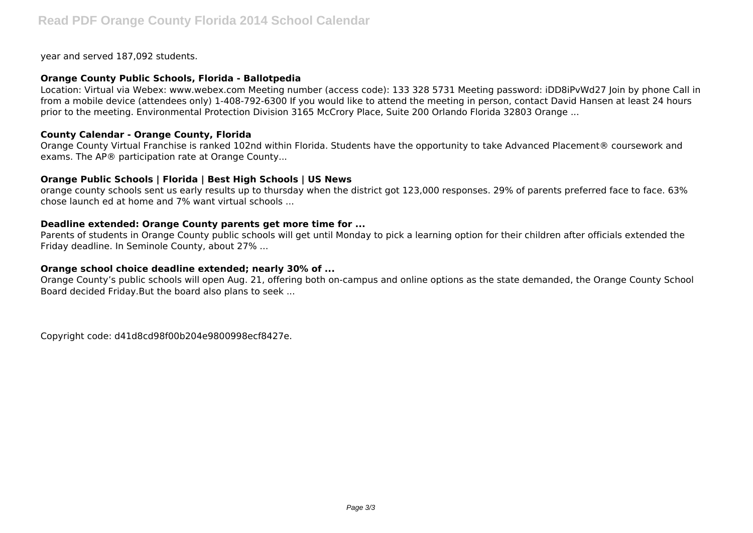year and served 187,092 students.

**Orange County Public Schools, Florida - Ballotpedia**

Location: Virtual via Webex: www.webex.com Meeting number (access code): 133 328 5731 Meeting password: iDD8iPvWd27 Join by phone Call in from a mobile device (attendees only) 1-408-792-6300 If you would like to attend the meeting in person, contact David Hansen at least 24 hours prior to the meeting. Environmental Protection Division 3165 McCrory Place, Suite 200 Orlando Florida 32803 Orange ...

**County Calendar - Orange County, Florida**

Orange County Virtual Franchise is ranked 102nd within Florida. Students have the opportunity to take Advanced Placement® coursework and exams. The AP® participation rate at Orange County...

**Orange Public Schools | Florida | Best High Schools | US News**

orange county schools sent us early results up to thursday when the district got 123,000 responses. 29% of parents preferred face to face. 63% chose launch ed at home and 7% want virtual schools ...

**Deadline extended: Orange County parents get more time for ...**

Parents of students in Orange County public schools will get until Monday to pick a learning option for their children after officials extended the Friday deadline. In Seminole County, about 27% ...

**Orange school choice deadline extended; nearly 30% of ...**

Orange County's public schools will open Aug. 21, offering both on-campus and online options as the state demanded, the Orange County School Board decided Friday.But the board also plans to seek ...

Copyright code: d41d8cd98f00b204e9800998ecf8427e.